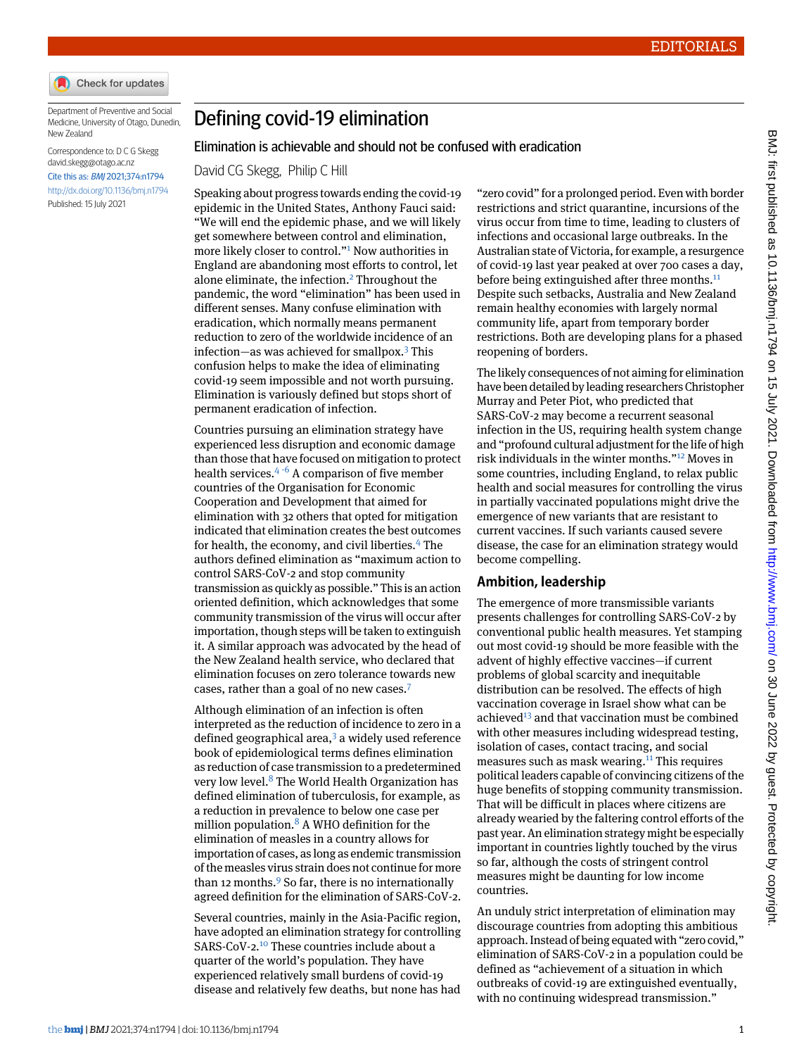EDITORIALS

Department of Preventive and Social Medicine, University of Otago, Dunedin, New Zealand

Correspondence to: D C G Skegg david.skegg@otago.ac.nz

Cite this as: *BMJ* 2021;374:n1794

http://dx.doi.org/10.1136/bmj.n1794

Published: 15 July 2021

# Defining covid-19 elimination

## Elimination is achievable and should not be confused with eradication

David CG Skegg, Philip C Hill

Speaking about progress towards ending the covid-19 epidemic in the United States, Anthony Fauci said: "We will end the epidemic phase, and we will likely get somewhere between control and elimination, more likely closer to control."[1] Now authorities in England are abandoning most efforts to control, let alone eliminate, the infection.[2] Throughout the pandemic, the word "elimination" has been used in different senses. Many confuse elimination with eradication, which normally means permanent reduction to zero of the worldwide incidence of an infection—as was achieved for smallpox.[3] This confusion helps to make the idea of eliminating covid-19 seem impossible and not worth pursuing. Elimination is variously defined but stops short of permanent eradication of infection.

Countries pursuing an elimination strategy have experienced less disruption and economic damage than those that have focused on mitigation to protect health services.[4-6] A comparison of five member countries of the Organisation for Economic Cooperation and Development that aimed for elimination with 32 others that opted for mitigation indicated that elimination creates the best outcomes for health, the economy, and civil liberties.[4] The authors defined elimination as "maximum action to control SARS-CoV-2 and stop community transmission as quickly as possible." This is an action oriented definition, which acknowledges that some community transmission of the virus will occur after importation, though steps will be taken to extinguish it. A similar approach was advocated by the head of the New Zealand health service, who declared that elimination focuses on zero tolerance towards new cases, rather than a goal of no new cases.[7]

Although elimination of an infection is often interpreted as the reduction of incidence to zero in a defined geographical area,[3] a widely used reference book of epidemiological terms defines elimination as reduction of case transmission to a predetermined very low level.[8] The World Health Organization has defined elimination of tuberculosis, for example, as a reduction in prevalence to below one case per million population.[8] A WHO definition for the elimination of measles in a country allows for importation of cases, as long as endemic transmission of the measles virus strain does not continue for more than 12 months.[9] So far, there is no internationally agreed definition for the elimination of SARS-CoV-2.

Several countries, mainly in the Asia-Pacific region, have adopted an elimination strategy for controlling SARS-CoV-2.[10] These countries include about a quarter of the world's population. They have experienced relatively small burdens of covid-19 disease and relatively few deaths, but none has had "zero covid" for a prolonged period. Even with border restrictions and strict quarantine, incursions of the virus occur from time to time, leading to clusters of infections and occasional large outbreaks. In the Australian state of Victoria, for example, a resurgence of covid-19 last year peaked at over 700 cases a day, before being extinguished after three months.[11] Despite such setbacks, Australia and New Zealand remain healthy economies with largely normal community life, apart from temporary border restrictions. Both are developing plans for a phased reopening of borders.

The likely consequences of not aiming for elimination have been detailed by leading researchers Christopher Murray and Peter Piot, who predicted that SARS-CoV-2 may become a recurrent seasonal infection in the US, requiring health system change and "profound cultural adjustment for the life of high risk individuals in the winter months."[12] Moves in some countries, including England, to relax public health and social measures for controlling the virus in partially vaccinated populations might drive the emergence of new variants that are resistant to current vaccines. If such variants caused severe disease, the case for an elimination strategy would become compelling.

### Ambition, leadership

The emergence of more transmissible variants presents challenges for controlling SARS-CoV-2 by conventional public health measures. Yet stamping out most covid-19 should be more feasible with the advent of highly effective vaccines—if current problems of global scarcity and inequitable distribution can be resolved. The effects of high vaccination coverage in Israel show what can be achieved[13] and that vaccination must be combined with other measures including widespread testing, isolation of cases, contact tracing, and social measures such as mask wearing.[11] This requires political leaders capable of convincing citizens of the huge benefits of stopping community transmission. That will be difficult in places where citizens are already wearied by the faltering control efforts of the past year. An elimination strategy might be especially important in countries lightly touched by the virus so far, although the costs of stringent control measures might be daunting for low income countries.

An unduly strict interpretation of elimination may discourage countries from adopting this ambitious approach. Instead of being equated with "zero covid," elimination of SARS-CoV-2 in a population could be defined as "achievement of a situation in which outbreaks of covid-19 are extinguished eventually, with no continuing widespread transmission."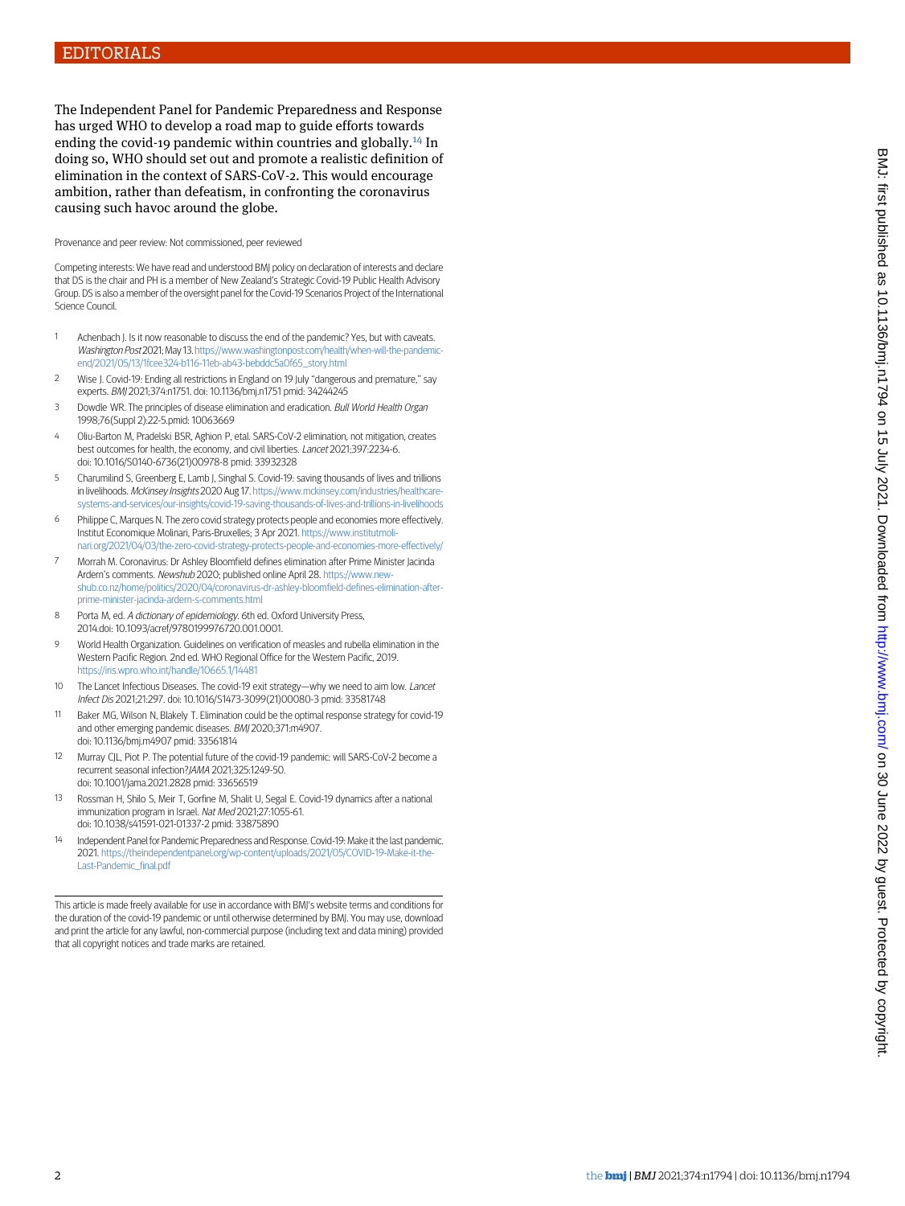The Independent Panel for Pandemic Preparedness and Response has urged WHO to develop a road map to guide efforts towards ending the covid-19 pandemic within countries and globally.[14] In doing so, WHO should set out and promote a realistic definition of elimination in the context of SARS-CoV-2. This would encourage ambition, rather than defeatism, in confronting the coronavirus causing such havoc around the globe.

Provenance and peer review: Not commissioned, peer reviewed

Competing interests: We have read and understood BMJ policy on declaration of interests and declare that DS is the chair and PH is a member of New Zealand's Strategic Covid-19 Public Health Advisory Group. DS is also a member of the oversight panel for the Covid-19 Scenarios Project of the International Science Council.

1. Achenbach J. Is it now reasonable to discuss the end of the pandemic? Yes, but with caveats. *Washington Post* 2021; May 13. https://www.washingtonpost.com/health/when-will-the-pandemic-end/2021/05/13/1fcee324-b116-11eb-ab43-bebddc5a0f65_story.html
2. Wise J. Covid-19: Ending all restrictions in England on 19 July "dangerous and premature," say experts. *BMJ* 2021;374:n1751. doi: 10.1136/bmj.n1751 pmid: 34244245
3. Dowdle WR. The principles of disease elimination and eradication. *Bull World Health Organ* 1998;76(Suppl 2):22-5.pmid: 10063669
4. Oliu-Barton M, Pradelski BSR, Aghion P, etal. SARS-CoV-2 elimination, not mitigation, creates best outcomes for health, the economy, and civil liberties. *Lancet* 2021;397:2234-6. doi: 10.1016/S0140-6736(21)00978-8 pmid: 33932328
5. Charumilind S, Greenberg E, Lamb J, Singhal S. Covid-19: saving thousands of lives and trillions in livelihoods. *McKinsey Insights* 2020 Aug 17. https://www.mckinsey.com/industries/healthcare-systems-and-services/our-insights/covid-19-saving-thousands-of-lives-and-trillions-in-livelihoods
6. Philippe C, Marques N. The zero covid strategy protects people and economies more effectively. Institut Economique Molinari, Paris-Bruxelles; 3 Apr 2021. https://www.institutmolinari.org/2021/04/03/the-zero-covid-strategy-protects-people-and-economies-more-effectively/
7. Morrah M. Coronavirus: Dr Ashley Bloomfield defines elimination after Prime Minister Jacinda Ardern's comments. *Newshub* 2020; published online April 28. https://www.newshub.co.nz/home/politics/2020/04/coronavirus-dr-ashley-bloomfield-defines-elimination-after-prime-minister-jacinda-ardern-s-comments.html
8. Porta M, ed. *A dictionary of epidemiology.* 6th ed. Oxford University Press, 2014.doi: 10.1093/acref/9780199976720.001.0001.
9. World Health Organization. Guidelines on verification of measles and rubella elimination in the Western Pacific Region. 2nd ed. WHO Regional Office for the Western Pacific, 2019. https://iris.wpro.who.int/handle/10665.1/14481
10. The Lancet Infectious Diseases. The covid-19 exit strategy—why we need to aim low. *Lancet Infect Dis* 2021;21:297. doi: 10.1016/S1473-3099(21)00080-3 pmid: 33581748
11. Baker MG, Wilson N, Blakely T. Elimination could be the optimal response strategy for covid-19 and other emerging pandemic diseases. *BMJ* 2020;371:m4907. doi: 10.1136/bmj.m4907 pmid: 33561814
12. Murray CJL, Piot P. The potential future of the covid-19 pandemic: will SARS-CoV-2 become a recurrent seasonal infection? *JAMA* 2021;325:1249-50. doi: 10.1001/jama.2021.2828 pmid: 33656519
13. Rossman H, Shilo S, Meir T, Gorfine M, Shalit U, Segal E. Covid-19 dynamics after a national immunization program in Israel. *Nat Med* 2021;27:1055-61. doi: 10.1038/s41591-021-01337-2 pmid: 33875890
14. Independent Panel for Pandemic Preparedness and Response. Covid-19: Make it the last pandemic. 2021. https://theindependentpanel.org/wp-content/uploads/2021/05/COVID-19-Make-it-the-Last-Pandemic_final.pdf

This article is made freely available for use in accordance with BMJ's website terms and conditions for the duration of the covid-19 pandemic or until otherwise determined by BMJ. You may use, download and print the article for any lawful, non-commercial purpose (including text and data mining) provided that all copyright notices and trade marks are retained.